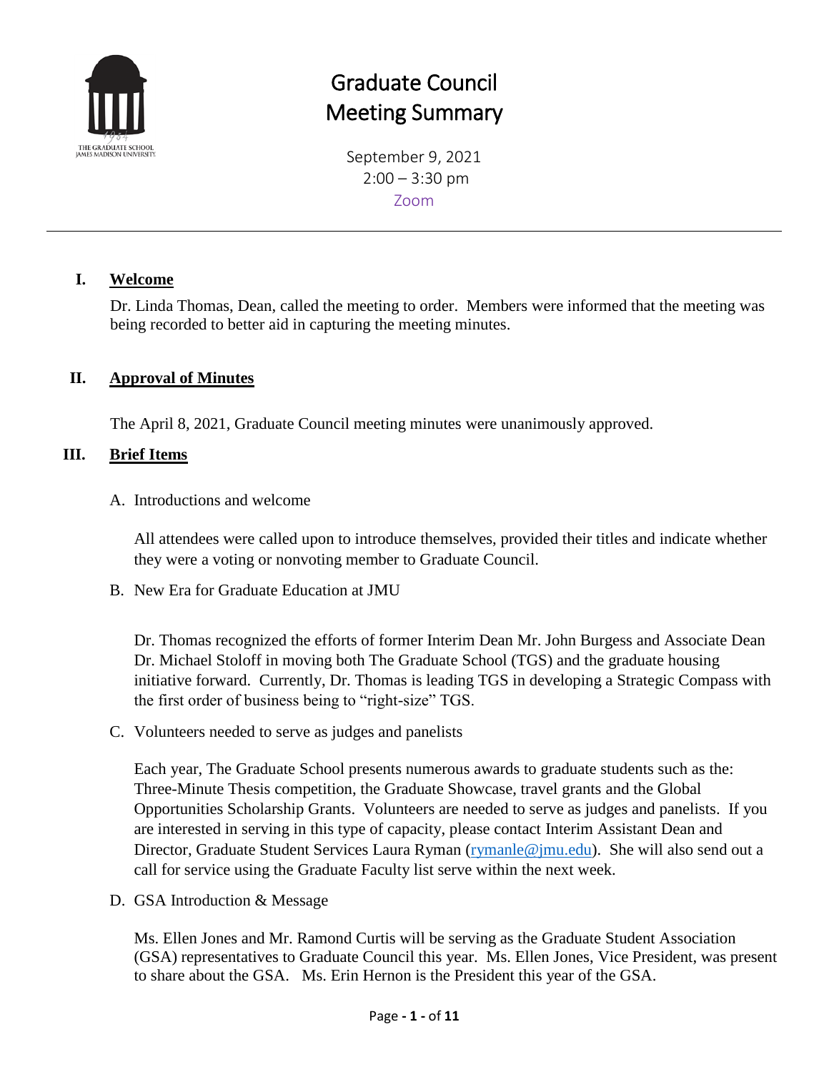# Graduate Council Meeting Summary

September 9, 2021
2:00 – 3:30 pm
Zoom

---

## I. Welcome

Dr. Linda Thomas, Dean, called the meeting to order. Members were informed that the meeting was being recorded to better aid in capturing the meeting minutes.

## II. Approval of Minutes

The April 8, 2021, Graduate Council meeting minutes were unanimously approved.

## III. Brief Items

A. Introductions and welcome

All attendees were called upon to introduce themselves, provided their titles and indicate whether they were a voting or nonvoting member to Graduate Council.

B. New Era for Graduate Education at JMU

Dr. Thomas recognized the efforts of former Interim Dean Mr. John Burgess and Associate Dean Dr. Michael Stoloff in moving both The Graduate School (TGS) and the graduate housing initiative forward. Currently, Dr. Thomas is leading TGS in developing a Strategic Compass with the first order of business being to "right-size" TGS.

C. Volunteers needed to serve as judges and panelists

Each year, The Graduate School presents numerous awards to graduate students such as the: Three-Minute Thesis competition, the Graduate Showcase, travel grants and the Global Opportunities Scholarship Grants. Volunteers are needed to serve as judges and panelists. If you are interested in serving in this type of capacity, please contact Interim Assistant Dean and Director, Graduate Student Services Laura Ryman (rymanle@jmu.edu). She will also send out a call for service using the Graduate Faculty list serve within the next week.

D. GSA Introduction & Message

Ms. Ellen Jones and Mr. Ramond Curtis will be serving as the Graduate Student Association (GSA) representatives to Graduate Council this year. Ms. Ellen Jones, Vice President, was present to share about the GSA. Ms. Erin Hernon is the President this year of the GSA.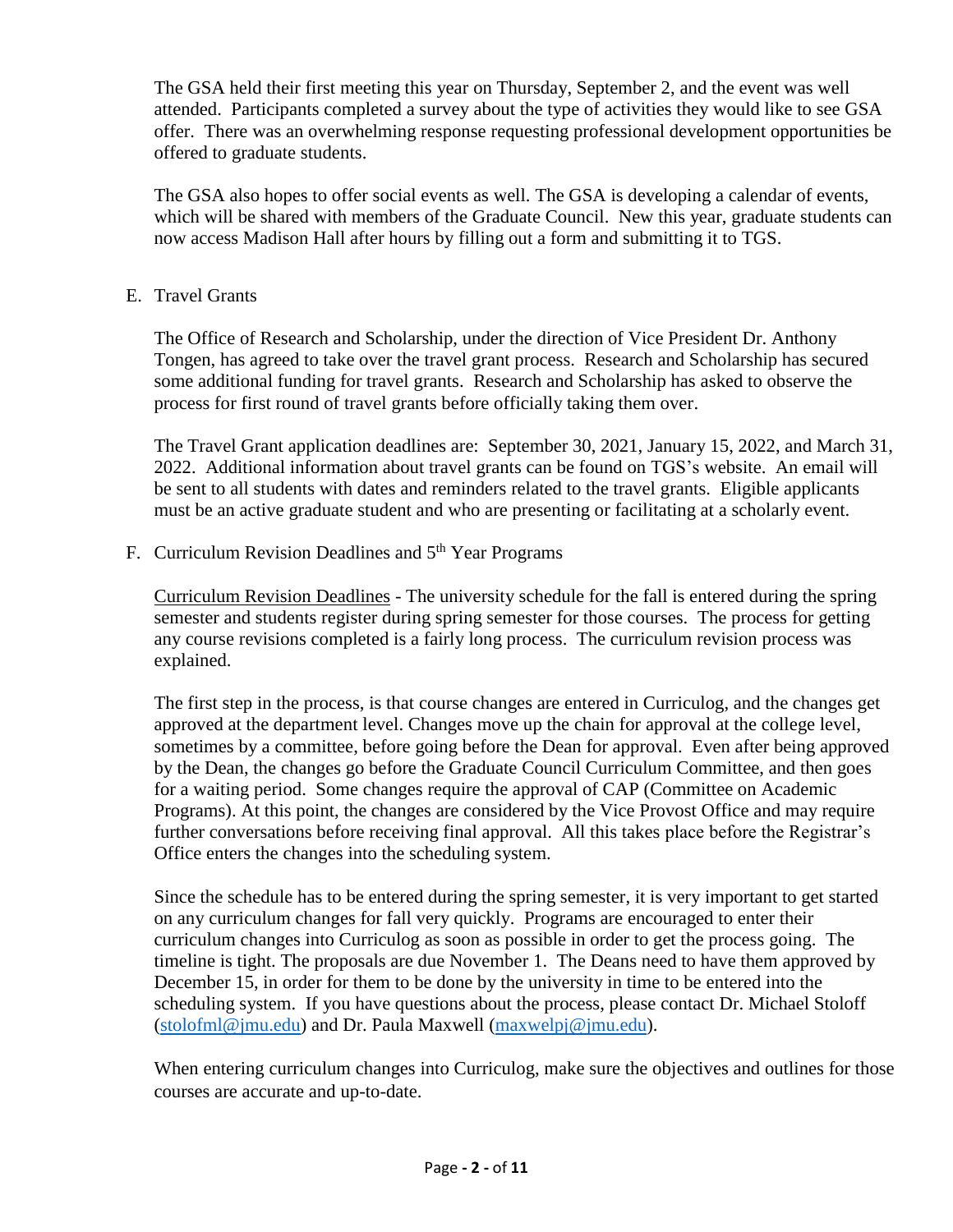The GSA held their first meeting this year on Thursday, September 2, and the event was well attended. Participants completed a survey about the type of activities they would like to see GSA offer. There was an overwhelming response requesting professional development opportunities be offered to graduate students.

The GSA also hopes to offer social events as well. The GSA is developing a calendar of events, which will be shared with members of the Graduate Council. New this year, graduate students can now access Madison Hall after hours by filling out a form and submitting it to TGS.

E. Travel Grants

The Office of Research and Scholarship, under the direction of Vice President Dr. Anthony Tongen, has agreed to take over the travel grant process. Research and Scholarship has secured some additional funding for travel grants. Research and Scholarship has asked to observe the process for first round of travel grants before officially taking them over.

The Travel Grant application deadlines are: September 30, 2021, January 15, 2022, and March 31, 2022. Additional information about travel grants can be found on TGS's website. An email will be sent to all students with dates and reminders related to the travel grants. Eligible applicants must be an active graduate student and who are presenting or facilitating at a scholarly event.

F. Curriculum Revision Deadlines and 5th Year Programs

Curriculum Revision Deadlines - The university schedule for the fall is entered during the spring semester and students register during spring semester for those courses. The process for getting any course revisions completed is a fairly long process. The curriculum revision process was explained.

The first step in the process, is that course changes are entered in Curriculog, and the changes get approved at the department level. Changes move up the chain for approval at the college level, sometimes by a committee, before going before the Dean for approval. Even after being approved by the Dean, the changes go before the Graduate Council Curriculum Committee, and then goes for a waiting period. Some changes require the approval of CAP (Committee on Academic Programs). At this point, the changes are considered by the Vice Provost Office and may require further conversations before receiving final approval. All this takes place before the Registrar's Office enters the changes into the scheduling system.

Since the schedule has to be entered during the spring semester, it is very important to get started on any curriculum changes for fall very quickly. Programs are encouraged to enter their curriculum changes into Curriculog as soon as possible in order to get the process going. The timeline is tight. The proposals are due November 1. The Deans need to have them approved by December 15, in order for them to be done by the university in time to be entered into the scheduling system. If you have questions about the process, please contact Dr. Michael Stoloff (stolofml@jmu.edu) and Dr. Paula Maxwell (maxwelpj@jmu.edu).

When entering curriculum changes into Curriculog, make sure the objectives and outlines for those courses are accurate and up-to-date.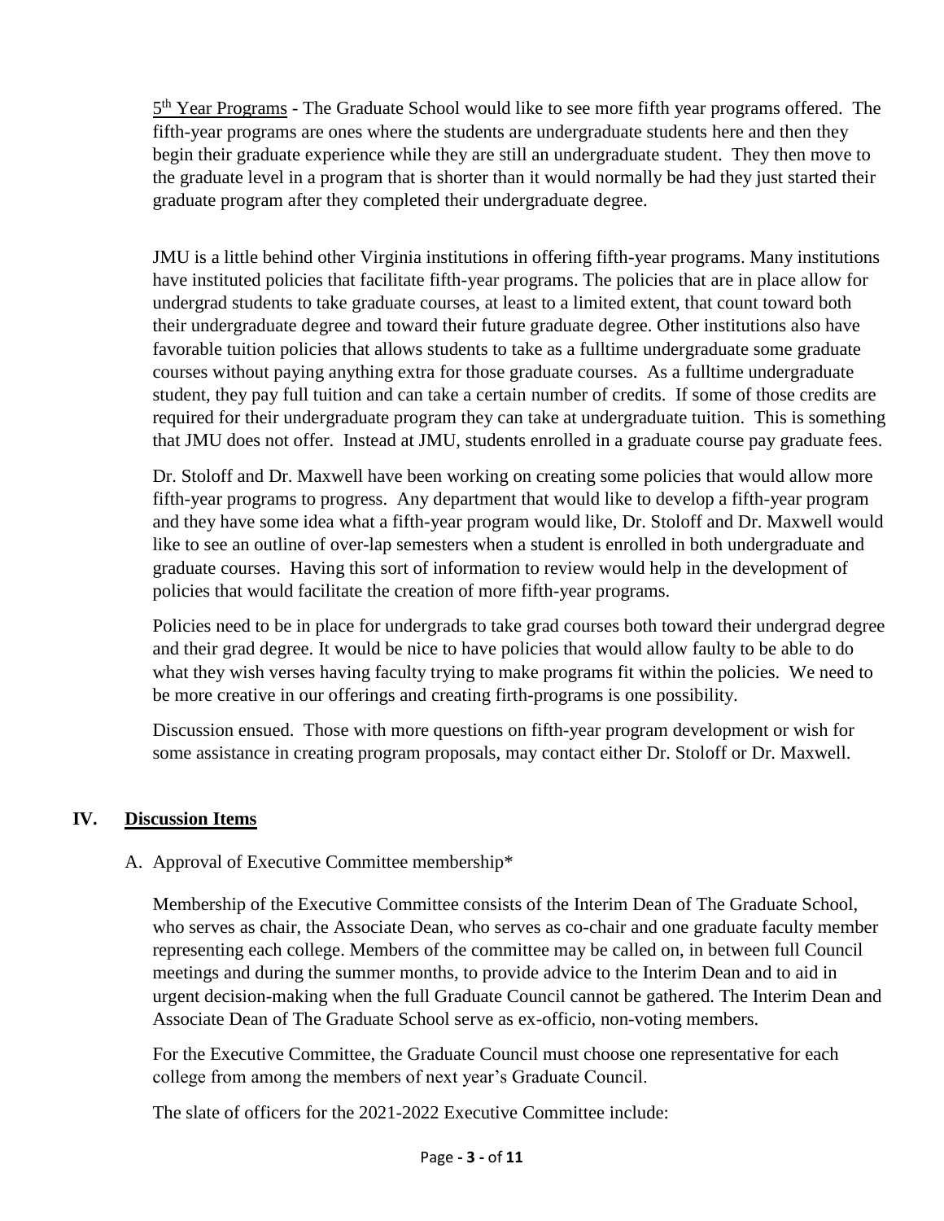5th Year Programs - The Graduate School would like to see more fifth year programs offered. The fifth-year programs are ones where the students are undergraduate students here and then they begin their graduate experience while they are still an undergraduate student. They then move to the graduate level in a program that is shorter than it would normally be had they just started their graduate program after they completed their undergraduate degree.

JMU is a little behind other Virginia institutions in offering fifth-year programs. Many institutions have instituted policies that facilitate fifth-year programs. The policies that are in place allow for undergrad students to take graduate courses, at least to a limited extent, that count toward both their undergraduate degree and toward their future graduate degree. Other institutions also have favorable tuition policies that allows students to take as a fulltime undergraduate some graduate courses without paying anything extra for those graduate courses. As a fulltime undergraduate student, they pay full tuition and can take a certain number of credits. If some of those credits are required for their undergraduate program they can take at undergraduate tuition. This is something that JMU does not offer. Instead at JMU, students enrolled in a graduate course pay graduate fees.

Dr. Stoloff and Dr. Maxwell have been working on creating some policies that would allow more fifth-year programs to progress. Any department that would like to develop a fifth-year program and they have some idea what a fifth-year program would like, Dr. Stoloff and Dr. Maxwell would like to see an outline of over-lap semesters when a student is enrolled in both undergraduate and graduate courses. Having this sort of information to review would help in the development of policies that would facilitate the creation of more fifth-year programs.

Policies need to be in place for undergrads to take grad courses both toward their undergrad degree and their grad degree. It would be nice to have policies that would allow faulty to be able to do what they wish verses having faculty trying to make programs fit within the policies. We need to be more creative in our offerings and creating firth-programs is one possibility.

Discussion ensued. Those with more questions on fifth-year program development or wish for some assistance in creating program proposals, may contact either Dr. Stoloff or Dr. Maxwell.

## IV. Discussion Items

A. Approval of Executive Committee membership*

Membership of the Executive Committee consists of the Interim Dean of The Graduate School, who serves as chair, the Associate Dean, who serves as co-chair and one graduate faculty member representing each college. Members of the committee may be called on, in between full Council meetings and during the summer months, to provide advice to the Interim Dean and to aid in urgent decision-making when the full Graduate Council cannot be gathered. The Interim Dean and Associate Dean of The Graduate School serve as ex-officio, non-voting members.

For the Executive Committee, the Graduate Council must choose one representative for each college from among the members of next year's Graduate Council.

The slate of officers for the 2021-2022 Executive Committee include: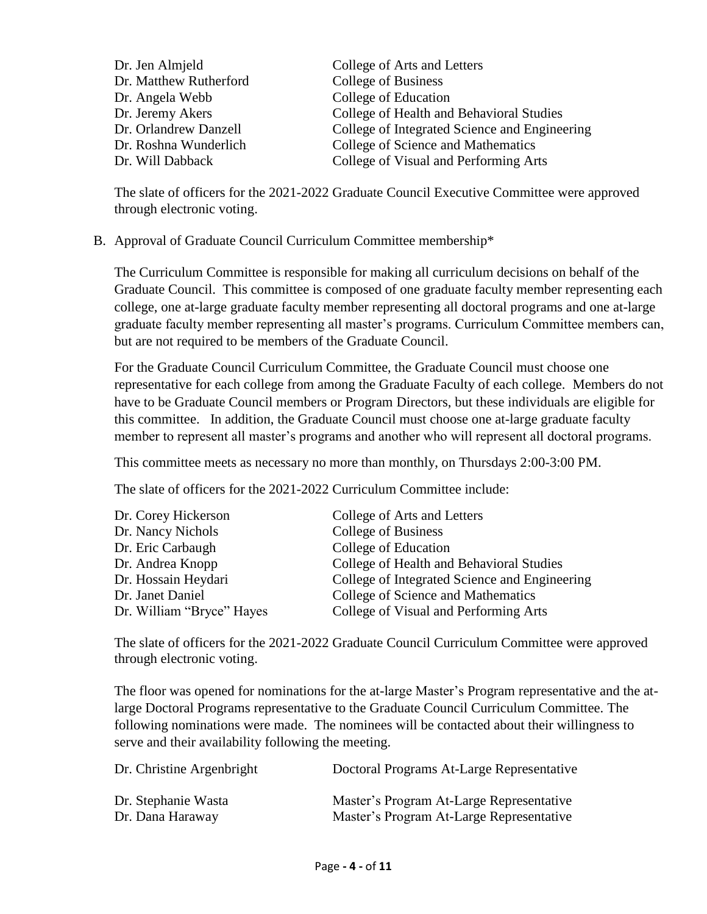| | |
|---|---|
| Dr. Jen Almjeld | College of Arts and Letters |
| Dr. Matthew Rutherford | College of Business |
| Dr. Angela Webb | College of Education |
| Dr. Jeremy Akers | College of Health and Behavioral Studies |
| Dr. Orlandrew Danzell | College of Integrated Science and Engineering |
| Dr. Roshna Wunderlich | College of Science and Mathematics |
| Dr. Will Dabback | College of Visual and Performing Arts |

The slate of officers for the 2021-2022 Graduate Council Executive Committee were approved through electronic voting.

B. Approval of Graduate Council Curriculum Committee membership*

The Curriculum Committee is responsible for making all curriculum decisions on behalf of the Graduate Council. This committee is composed of one graduate faculty member representing each college, one at-large graduate faculty member representing all doctoral programs and one at-large graduate faculty member representing all master's programs. Curriculum Committee members can, but are not required to be members of the Graduate Council.

For the Graduate Council Curriculum Committee, the Graduate Council must choose one representative for each college from among the Graduate Faculty of each college. Members do not have to be Graduate Council members or Program Directors, but these individuals are eligible for this committee. In addition, the Graduate Council must choose one at-large graduate faculty member to represent all master's programs and another who will represent all doctoral programs.

This committee meets as necessary no more than monthly, on Thursdays 2:00-3:00 PM.

The slate of officers for the 2021-2022 Curriculum Committee include:

| | |
|---|---|
| Dr. Corey Hickerson | College of Arts and Letters |
| Dr. Nancy Nichols | College of Business |
| Dr. Eric Carbaugh | College of Education |
| Dr. Andrea Knopp | College of Health and Behavioral Studies |
| Dr. Hossain Heydari | College of Integrated Science and Engineering |
| Dr. Janet Daniel | College of Science and Mathematics |
| Dr. William "Bryce" Hayes | College of Visual and Performing Arts |

The slate of officers for the 2021-2022 Graduate Council Curriculum Committee were approved through electronic voting.

The floor was opened for nominations for the at-large Master's Program representative and the at-large Doctoral Programs representative to the Graduate Council Curriculum Committee. The following nominations were made. The nominees will be contacted about their willingness to serve and their availability following the meeting.

| | |
|---|---|
| Dr. Christine Argenbright | Doctoral Programs At-Large Representative |
| Dr. Stephanie Wasta | Master's Program At-Large Representative |
| Dr. Dana Haraway | Master's Program At-Large Representative |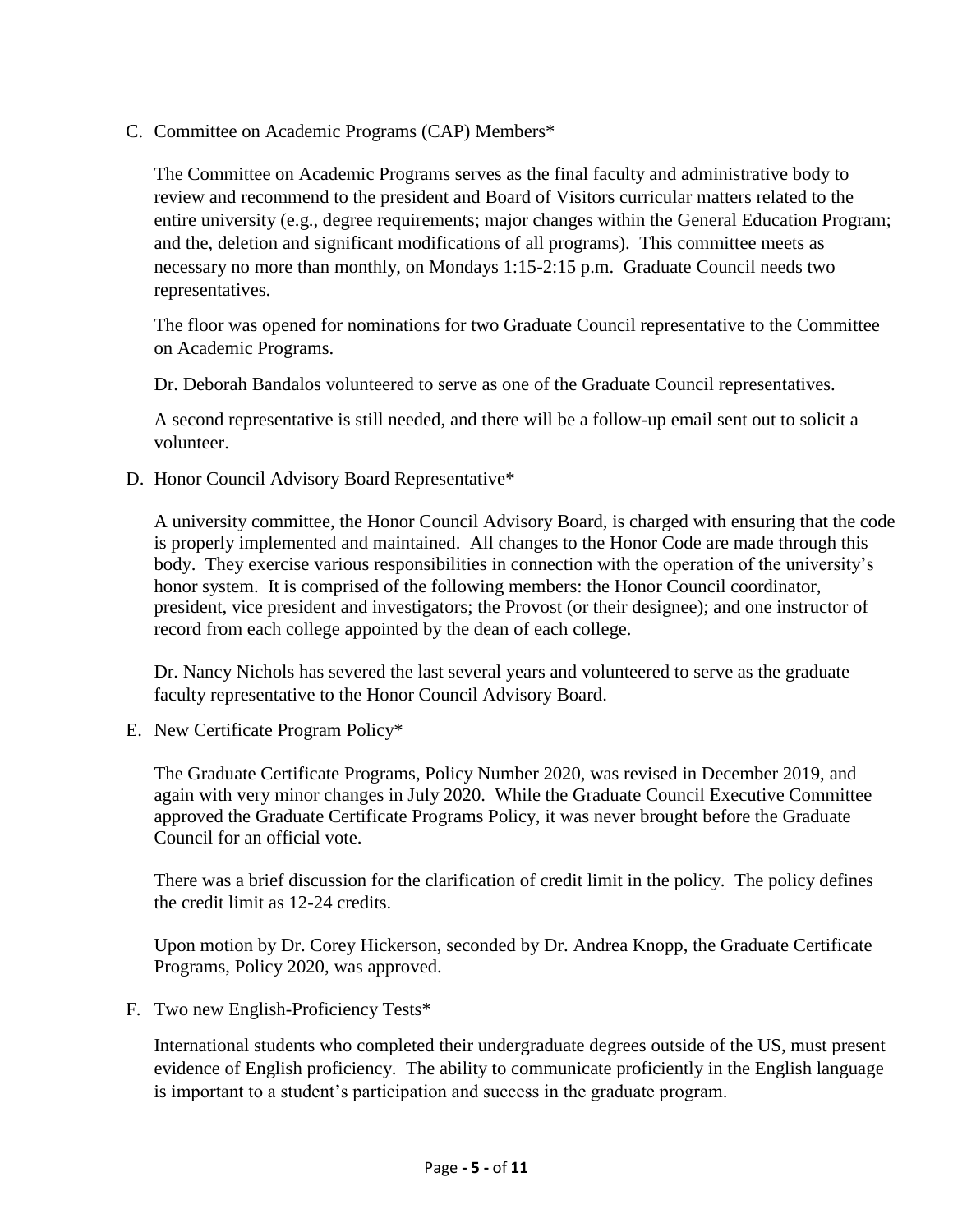C. Committee on Academic Programs (CAP) Members*

The Committee on Academic Programs serves as the final faculty and administrative body to review and recommend to the president and Board of Visitors curricular matters related to the entire university (e.g., degree requirements; major changes within the General Education Program; and the, deletion and significant modifications of all programs). This committee meets as necessary no more than monthly, on Mondays 1:15-2:15 p.m. Graduate Council needs two representatives.

The floor was opened for nominations for two Graduate Council representative to the Committee on Academic Programs.

Dr. Deborah Bandalos volunteered to serve as one of the Graduate Council representatives.

A second representative is still needed, and there will be a follow-up email sent out to solicit a volunteer.

D. Honor Council Advisory Board Representative*

A university committee, the Honor Council Advisory Board, is charged with ensuring that the code is properly implemented and maintained. All changes to the Honor Code are made through this body. They exercise various responsibilities in connection with the operation of the university's honor system. It is comprised of the following members: the Honor Council coordinator, president, vice president and investigators; the Provost (or their designee); and one instructor of record from each college appointed by the dean of each college.

Dr. Nancy Nichols has severed the last several years and volunteered to serve as the graduate faculty representative to the Honor Council Advisory Board.

E. New Certificate Program Policy*

The Graduate Certificate Programs, Policy Number 2020, was revised in December 2019, and again with very minor changes in July 2020. While the Graduate Council Executive Committee approved the Graduate Certificate Programs Policy, it was never brought before the Graduate Council for an official vote.

There was a brief discussion for the clarification of credit limit in the policy. The policy defines the credit limit as 12-24 credits.

Upon motion by Dr. Corey Hickerson, seconded by Dr. Andrea Knopp, the Graduate Certificate Programs, Policy 2020, was approved.

F. Two new English-Proficiency Tests*

International students who completed their undergraduate degrees outside of the US, must present evidence of English proficiency. The ability to communicate proficiently in the English language is important to a student's participation and success in the graduate program.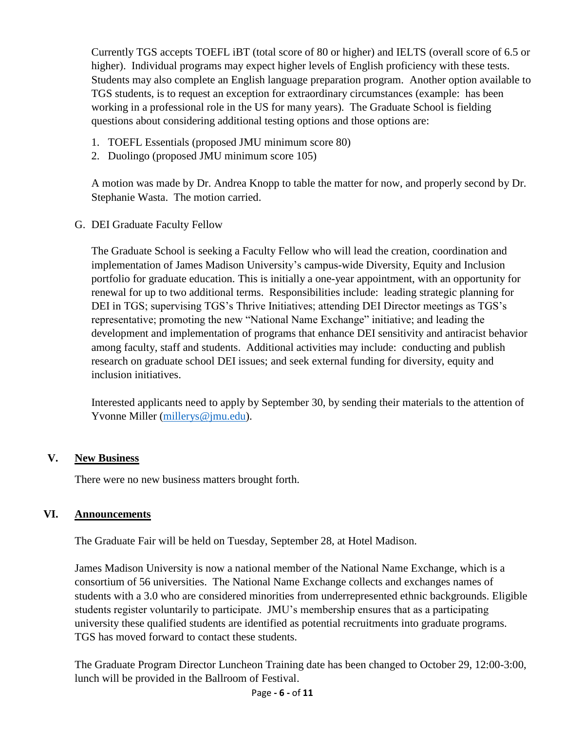Currently TGS accepts TOEFL iBT (total score of 80 or higher) and IELTS (overall score of 6.5 or higher). Individual programs may expect higher levels of English proficiency with these tests. Students may also complete an English language preparation program. Another option available to TGS students, is to request an exception for extraordinary circumstances (example: has been working in a professional role in the US for many years). The Graduate School is fielding questions about considering additional testing options and those options are:

1. TOEFL Essentials (proposed JMU minimum score 80)
2. Duolingo (proposed JMU minimum score 105)

A motion was made by Dr. Andrea Knopp to table the matter for now, and properly second by Dr. Stephanie Wasta. The motion carried.

G. DEI Graduate Faculty Fellow

The Graduate School is seeking a Faculty Fellow who will lead the creation, coordination and implementation of James Madison University's campus-wide Diversity, Equity and Inclusion portfolio for graduate education. This is initially a one-year appointment, with an opportunity for renewal for up to two additional terms. Responsibilities include: leading strategic planning for DEI in TGS; supervising TGS's Thrive Initiatives; attending DEI Director meetings as TGS's representative; promoting the new "National Name Exchange" initiative; and leading the development and implementation of programs that enhance DEI sensitivity and antiracist behavior among faculty, staff and students. Additional activities may include: conducting and publish research on graduate school DEI issues; and seek external funding for diversity, equity and inclusion initiatives.

Interested applicants need to apply by September 30, by sending their materials to the attention of Yvonne Miller (millerys@jmu.edu).

## V. New Business

There were no new business matters brought forth.

## VI. Announcements

The Graduate Fair will be held on Tuesday, September 28, at Hotel Madison.

James Madison University is now a national member of the National Name Exchange, which is a consortium of 56 universities. The National Name Exchange collects and exchanges names of students with a 3.0 who are considered minorities from underrepresented ethnic backgrounds. Eligible students register voluntarily to participate. JMU's membership ensures that as a participating university these qualified students are identified as potential recruitments into graduate programs. TGS has moved forward to contact these students.

The Graduate Program Director Luncheon Training date has been changed to October 29, 12:00-3:00, lunch will be provided in the Ballroom of Festival.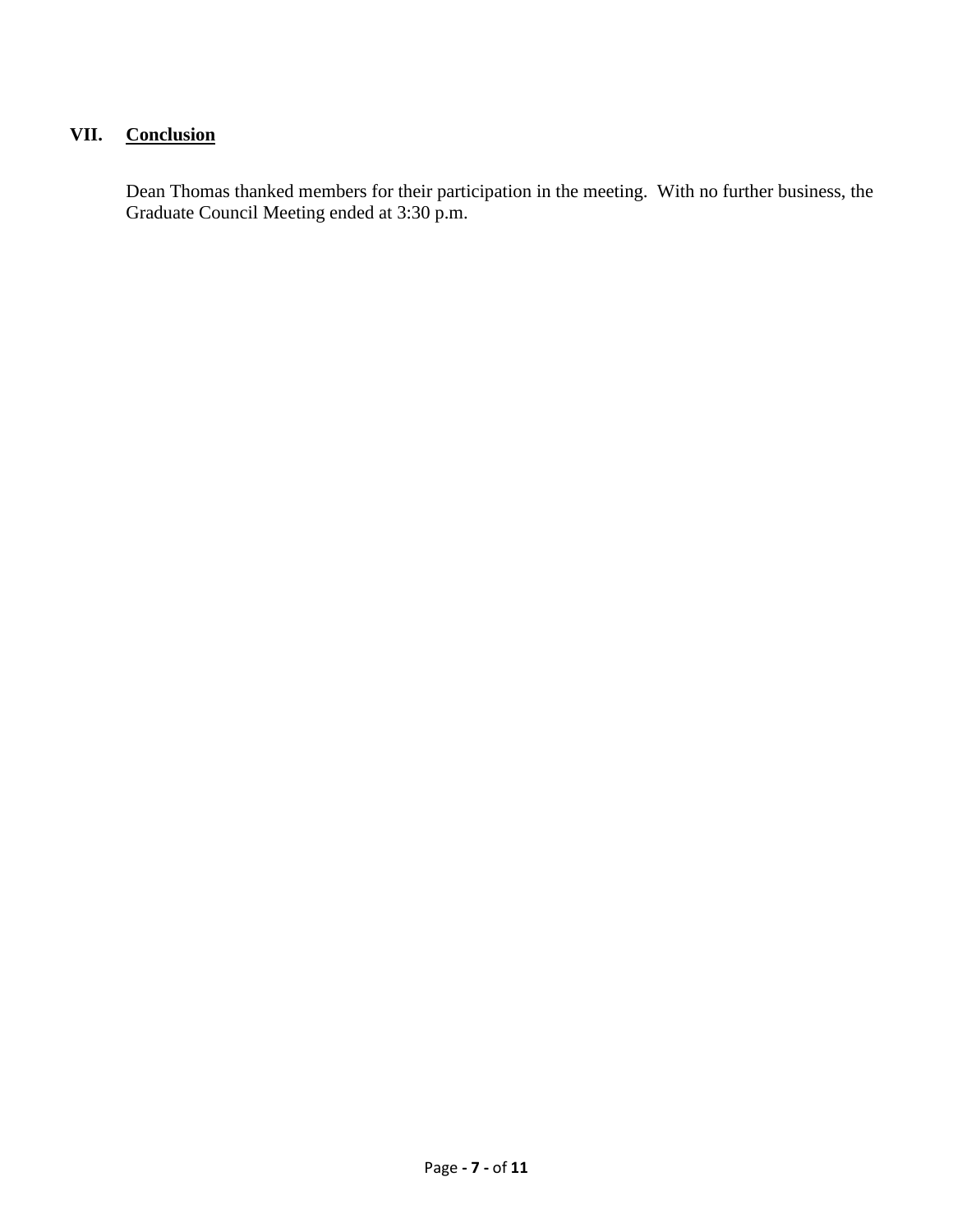## VII. Conclusion

Dean Thomas thanked members for their participation in the meeting. With no further business, the Graduate Council Meeting ended at 3:30 p.m.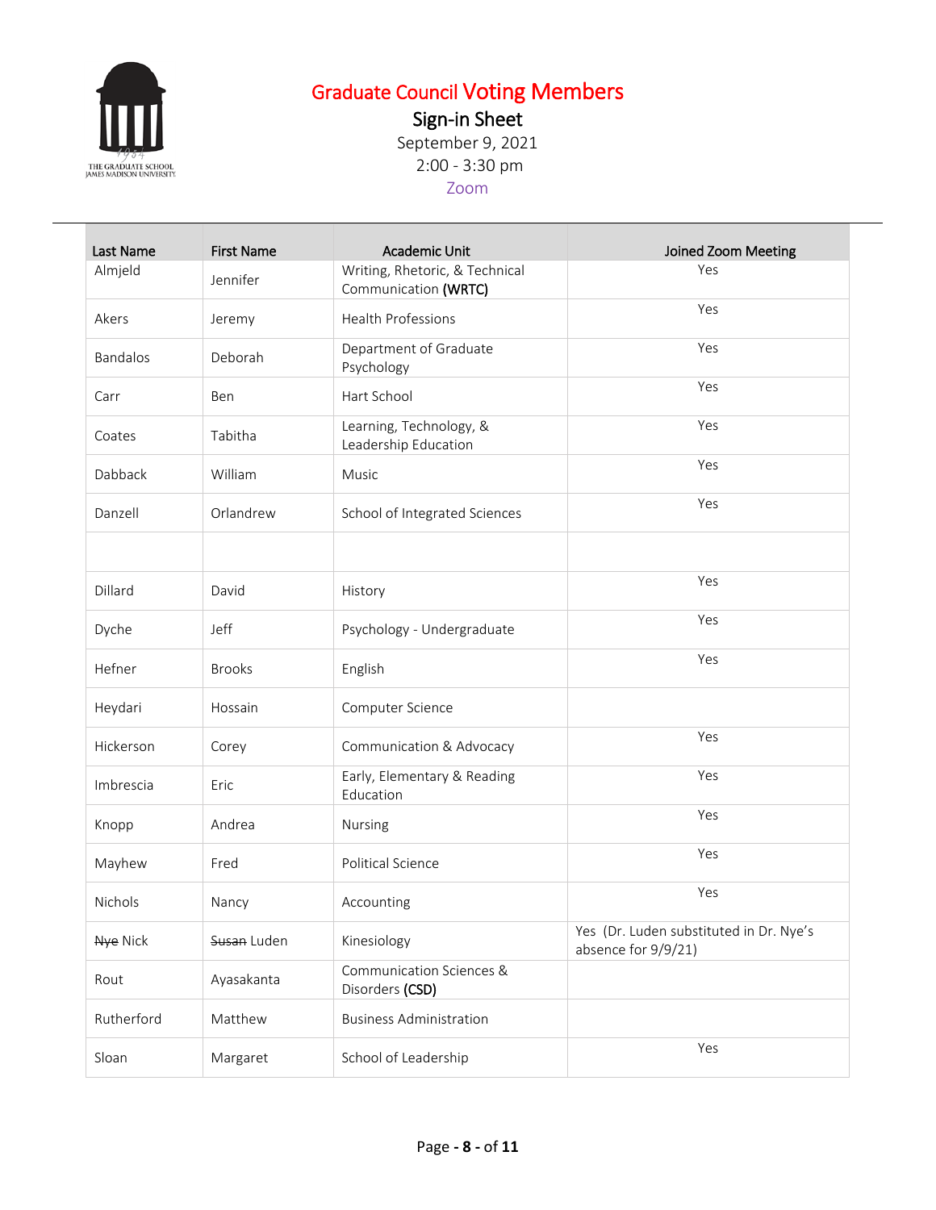# Graduate Council Voting Members

## Sign-in Sheet

September 9, 2021

2:00 - 3:30 pm

Zoom

| Last Name | First Name | Academic Unit | Joined Zoom Meeting |
|---|---|---|---|
| Almjeld | Jennifer | Writing, Rhetoric, & Technical Communication **(WRTC)** | Yes |
| Akers | Jeremy | Health Professions | Yes |
| Bandalos | Deborah | Department of Graduate Psychology | Yes |
| Carr | Ben | Hart School | Yes |
| Coates | Tabitha | Learning, Technology, & Leadership Education | Yes |
| Dabback | William | Music | Yes |
| Danzell | Orlandrew | School of Integrated Sciences | Yes |
| | | | |
| Dillard | David | History | Yes |
| Dyche | Jeff | Psychology - Undergraduate | Yes |
| Hefner | Brooks | English | Yes |
| Heydari | Hossain | Computer Science | |
| Hickerson | Corey | Communication & Advocacy | Yes |
| Imbrescia | Eric | Early, Elementary & Reading Education | Yes |
| Knopp | Andrea | Nursing | Yes |
| Mayhew | Fred | Political Science | Yes |
| Nichols | Nancy | Accounting | Yes |
| ~~Nye~~ Nick | ~~Susan~~ Luden | Kinesiology | Yes (Dr. Luden substituted in Dr. Nye's absence for 9/9/21) |
| Rout | Ayasakanta | Communication Sciences & Disorders **(CSD)** | |
| Rutherford | Matthew | Business Administration | |
| Sloan | Margaret | School of Leadership | Yes |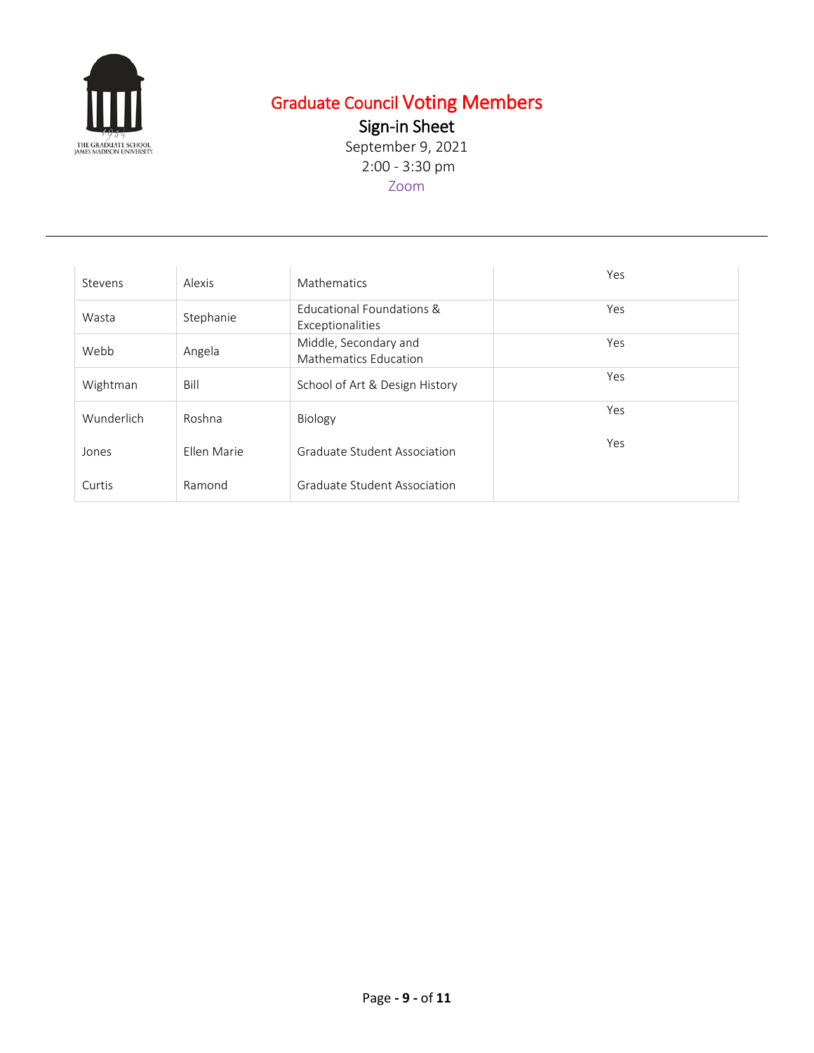# Graduate Council Voting Members

## Sign-in Sheet

September 9, 2021

2:00 - 3:30 pm

Zoom

---

| | | | |
|---|---|---|---|
| Stevens | Alexis | Mathematics | Yes |
| Wasta | Stephanie | Educational Foundations & Exceptionalities | Yes |
| Webb | Angela | Middle, Secondary and Mathematics Education | Yes |
| Wightman | Bill | School of Art & Design History | Yes |
| Wunderlich | Roshna | Biology | Yes |
| Jones | Ellen Marie | Graduate Student Association | Yes |
| Curtis | Ramond | Graduate Student Association | |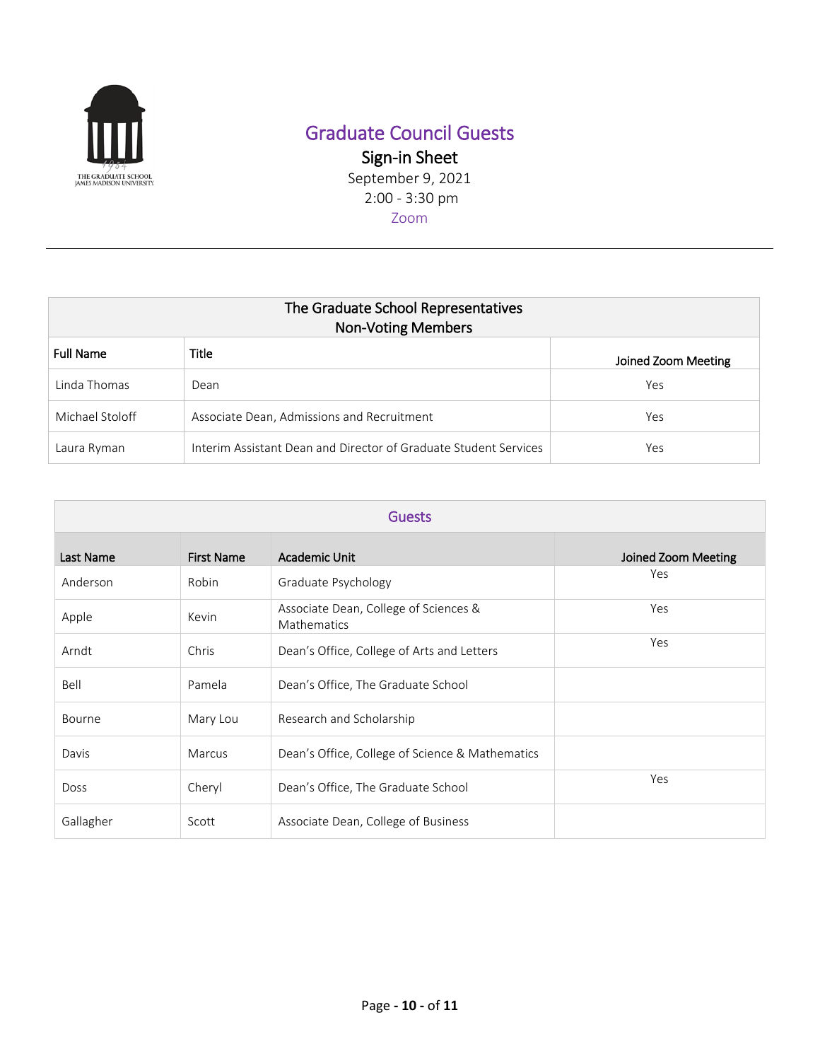# Graduate Council Guests

## Sign-in Sheet

September 9, 2021

2:00 - 3:30 pm

Zoom

---

| The Graduate School Representatives Non-Voting Members | | |
|---|---|---|
| **Full Name** | **Title** | **Joined Zoom Meeting** |
| Linda Thomas | Dean | Yes |
| Michael Stoloff | Associate Dean, Admissions and Recruitment | Yes |
| Laura Ryman | Interim Assistant Dean and Director of Graduate Student Services | Yes |

| Guests | | | |
|---|---|---|---|
| **Last Name** | **First Name** | **Academic Unit** | **Joined Zoom Meeting** |
| Anderson | Robin | Graduate Psychology | Yes |
| Apple | Kevin | Associate Dean, College of Sciences & Mathematics | Yes |
| Arndt | Chris | Dean's Office, College of Arts and Letters | Yes |
| Bell | Pamela | Dean's Office, The Graduate School | |
| Bourne | Mary Lou | Research and Scholarship | |
| Davis | Marcus | Dean's Office, College of Science & Mathematics | |
| Doss | Cheryl | Dean's Office, The Graduate School | Yes |
| Gallagher | Scott | Associate Dean, College of Business | |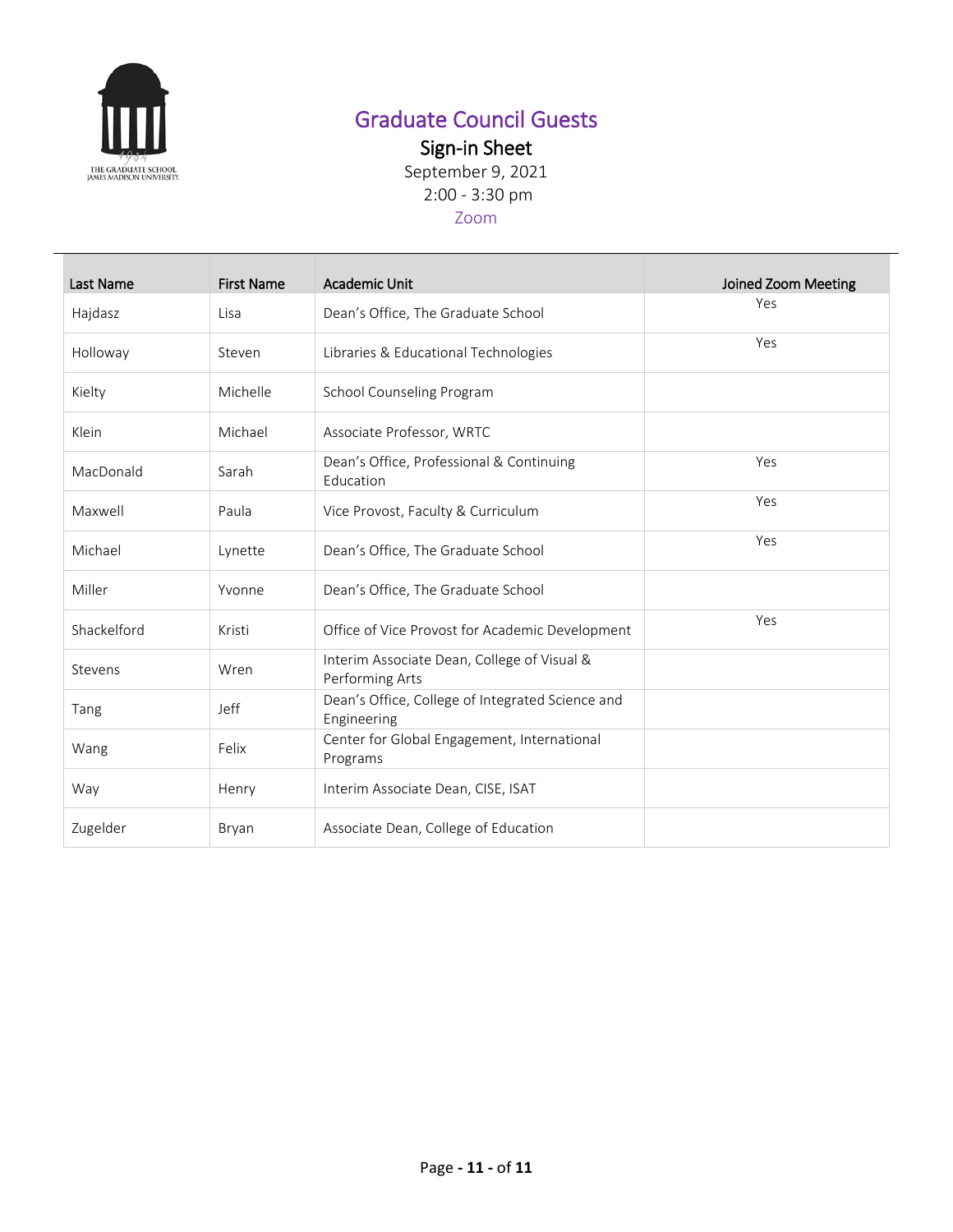# Graduate Council Guests

## Sign-in Sheet

September 9, 2021

2:00 - 3:30 pm

Zoom

| Last Name | First Name | Academic Unit | Joined Zoom Meeting |
|---|---|---|---|
| Hajdasz | Lisa | Dean's Office, The Graduate School | Yes |
| Holloway | Steven | Libraries & Educational Technologies | Yes |
| Kielty | Michelle | School Counseling Program | |
| Klein | Michael | Associate Professor, WRTC | |
| MacDonald | Sarah | Dean's Office, Professional & Continuing Education | Yes |
| Maxwell | Paula | Vice Provost, Faculty & Curriculum | Yes |
| Michael | Lynette | Dean's Office, The Graduate School | Yes |
| Miller | Yvonne | Dean's Office, The Graduate School | |
| Shackelford | Kristi | Office of Vice Provost for Academic Development | Yes |
| Stevens | Wren | Interim Associate Dean, College of Visual & Performing Arts | |
| Tang | Jeff | Dean's Office, College of Integrated Science and Engineering | |
| Wang | Felix | Center for Global Engagement, International Programs | |
| Way | Henry | Interim Associate Dean, CISE, ISAT | |
| Zugelder | Bryan | Associate Dean, College of Education | |